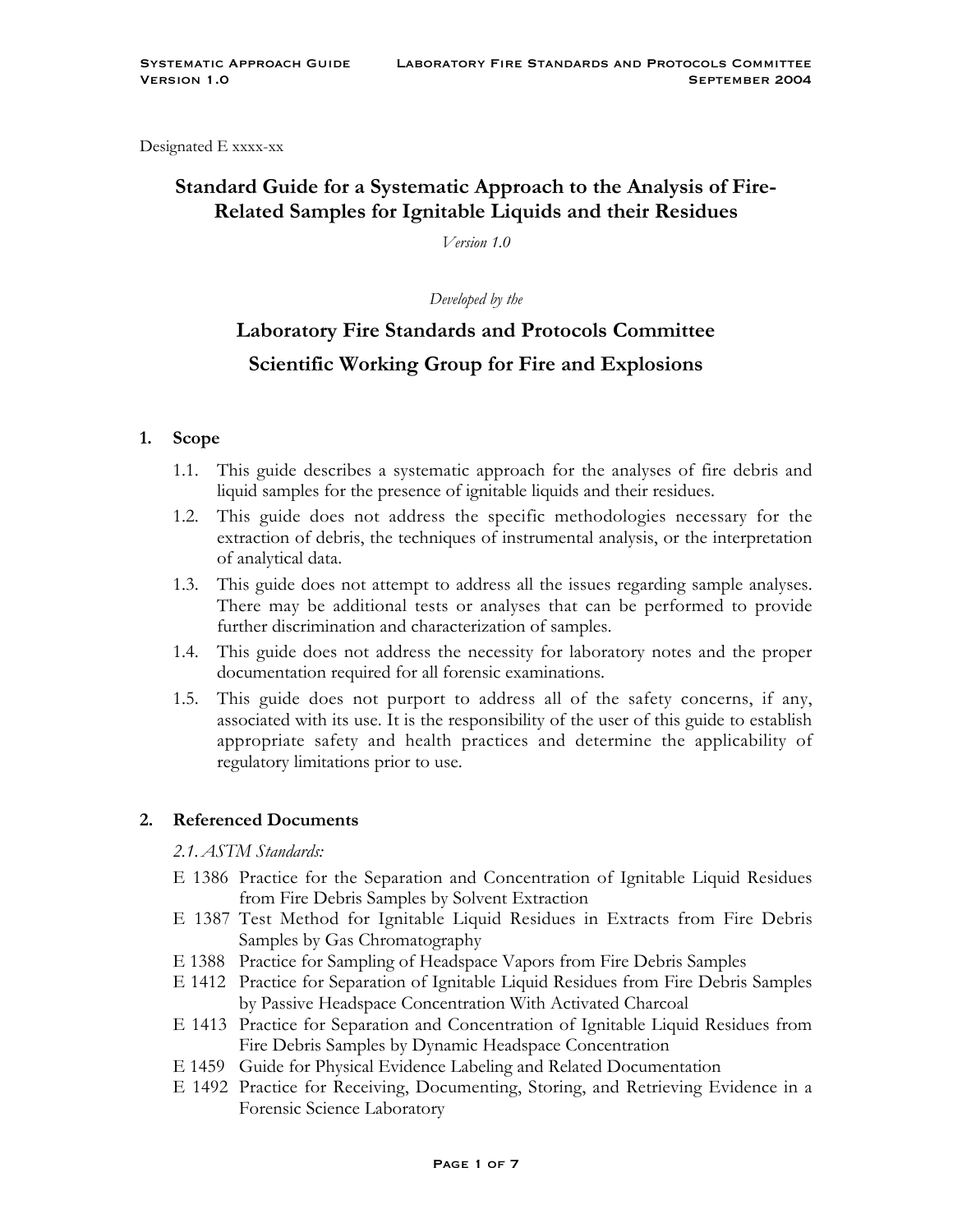Designated E xxxx-xx

# Standard Guide for a Systematic Approach to the Analysis of Fire-Related Samples for Ignitable Liquids and their Residues

*Version 1.0*

*Developed by the*

## Laboratory Fire Standards and Protocols Committee

## Scientific Working Group for Fire and Explosions

### 1. Scope

1.1. This guide describes a systematic approach for the analyses of fire debris and liquid samples for the presence of ignitable liquids and their residues.

1.2. This guide does not address the specific methodologies necessary for the extraction of debris, the techniques of instrumental analysis, or the interpretation of analytical data.

1.3. This guide does not attempt to address all the issues regarding sample analyses. There may be additional tests or analyses that can be performed to provide further discrimination and characterization of samples.

1.4. This guide does not address the necessity for laboratory notes and the proper documentation required for all forensic examinations.

1.5. This guide does not purport to address all of the safety concerns, if any, associated with its use. It is the responsibility of the user of this guide to establish appropriate safety and health practices and determine the applicability of regulatory limitations prior to use.

### 2. Referenced Documents

*2.1. ASTM Standards:*

E 1386 Practice for the Separation and Concentration of Ignitable Liquid Residues from Fire Debris Samples by Solvent Extraction

E 1387 Test Method for Ignitable Liquid Residues in Extracts from Fire Debris Samples by Gas Chromatography

E 1388 Practice for Sampling of Headspace Vapors from Fire Debris Samples

E 1412 Practice for Separation of Ignitable Liquid Residues from Fire Debris Samples by Passive Headspace Concentration With Activated Charcoal

E 1413 Practice for Separation and Concentration of Ignitable Liquid Residues from Fire Debris Samples by Dynamic Headspace Concentration

E 1459 Guide for Physical Evidence Labeling and Related Documentation

E 1492 Practice for Receiving, Documenting, Storing, and Retrieving Evidence in a Forensic Science Laboratory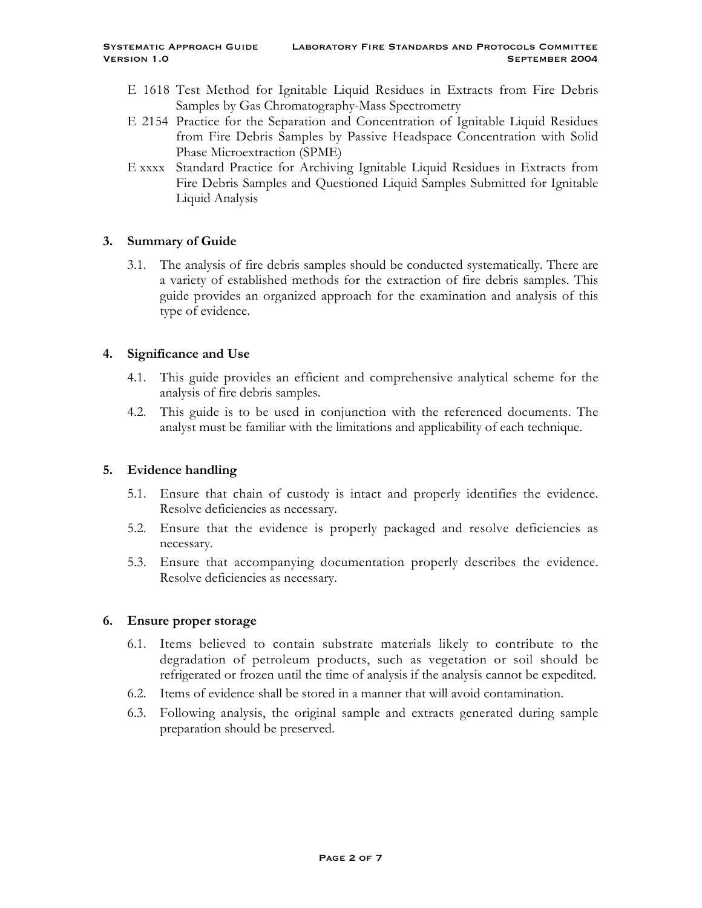E 1618 Test Method for Ignitable Liquid Residues in Extracts from Fire Debris Samples by Gas Chromatography-Mass Spectrometry

E 2154 Practice for the Separation and Concentration of Ignitable Liquid Residues from Fire Debris Samples by Passive Headspace Concentration with Solid Phase Microextraction (SPME)

E xxxx Standard Practice for Archiving Ignitable Liquid Residues in Extracts from Fire Debris Samples and Questioned Liquid Samples Submitted for Ignitable Liquid Analysis

## 3. Summary of Guide

3.1. The analysis of fire debris samples should be conducted systematically. There are a variety of established methods for the extraction of fire debris samples. This guide provides an organized approach for the examination and analysis of this type of evidence.

## 4. Significance and Use

4.1. This guide provides an efficient and comprehensive analytical scheme for the analysis of fire debris samples.

4.2. This guide is to be used in conjunction with the referenced documents. The analyst must be familiar with the limitations and applicability of each technique.

## 5. Evidence handling

5.1. Ensure that chain of custody is intact and properly identifies the evidence. Resolve deficiencies as necessary.

5.2. Ensure that the evidence is properly packaged and resolve deficiencies as necessary.

5.3. Ensure that accompanying documentation properly describes the evidence. Resolve deficiencies as necessary.

## 6. Ensure proper storage

6.1. Items believed to contain substrate materials likely to contribute to the degradation of petroleum products, such as vegetation or soil should be refrigerated or frozen until the time of analysis if the analysis cannot be expedited.

6.2. Items of evidence shall be stored in a manner that will avoid contamination.

6.3. Following analysis, the original sample and extracts generated during sample preparation should be preserved.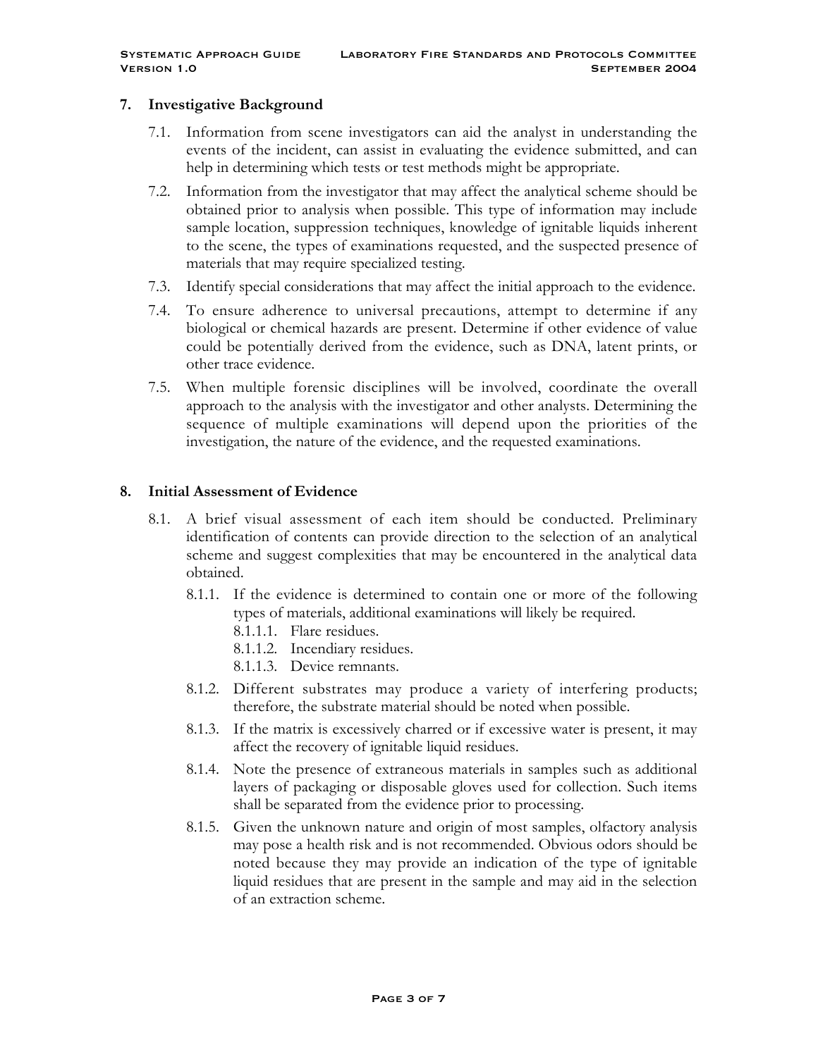## 7. Investigative Background

7.1. Information from scene investigators can aid the analyst in understanding the events of the incident, can assist in evaluating the evidence submitted, and can help in determining which tests or test methods might be appropriate.

7.2. Information from the investigator that may affect the analytical scheme should be obtained prior to analysis when possible. This type of information may include sample location, suppression techniques, knowledge of ignitable liquids inherent to the scene, the types of examinations requested, and the suspected presence of materials that may require specialized testing.

7.3. Identify special considerations that may affect the initial approach to the evidence.

7.4. To ensure adherence to universal precautions, attempt to determine if any biological or chemical hazards are present. Determine if other evidence of value could be potentially derived from the evidence, such as DNA, latent prints, or other trace evidence.

7.5. When multiple forensic disciplines will be involved, coordinate the overall approach to the analysis with the investigator and other analysts. Determining the sequence of multiple examinations will depend upon the priorities of the investigation, the nature of the evidence, and the requested examinations.

## 8. Initial Assessment of Evidence

8.1. A brief visual assessment of each item should be conducted. Preliminary identification of contents can provide direction to the selection of an analytical scheme and suggest complexities that may be encountered in the analytical data obtained.

8.1.1. If the evidence is determined to contain one or more of the following types of materials, additional examinations will likely be required.

8.1.1.1. Flare residues.

8.1.1.2. Incendiary residues.

8.1.1.3. Device remnants.

8.1.2. Different substrates may produce a variety of interfering products; therefore, the substrate material should be noted when possible.

8.1.3. If the matrix is excessively charred or if excessive water is present, it may affect the recovery of ignitable liquid residues.

8.1.4. Note the presence of extraneous materials in samples such as additional layers of packaging or disposable gloves used for collection. Such items shall be separated from the evidence prior to processing.

8.1.5. Given the unknown nature and origin of most samples, olfactory analysis may pose a health risk and is not recommended. Obvious odors should be noted because they may provide an indication of the type of ignitable liquid residues that are present in the sample and may aid in the selection of an extraction scheme.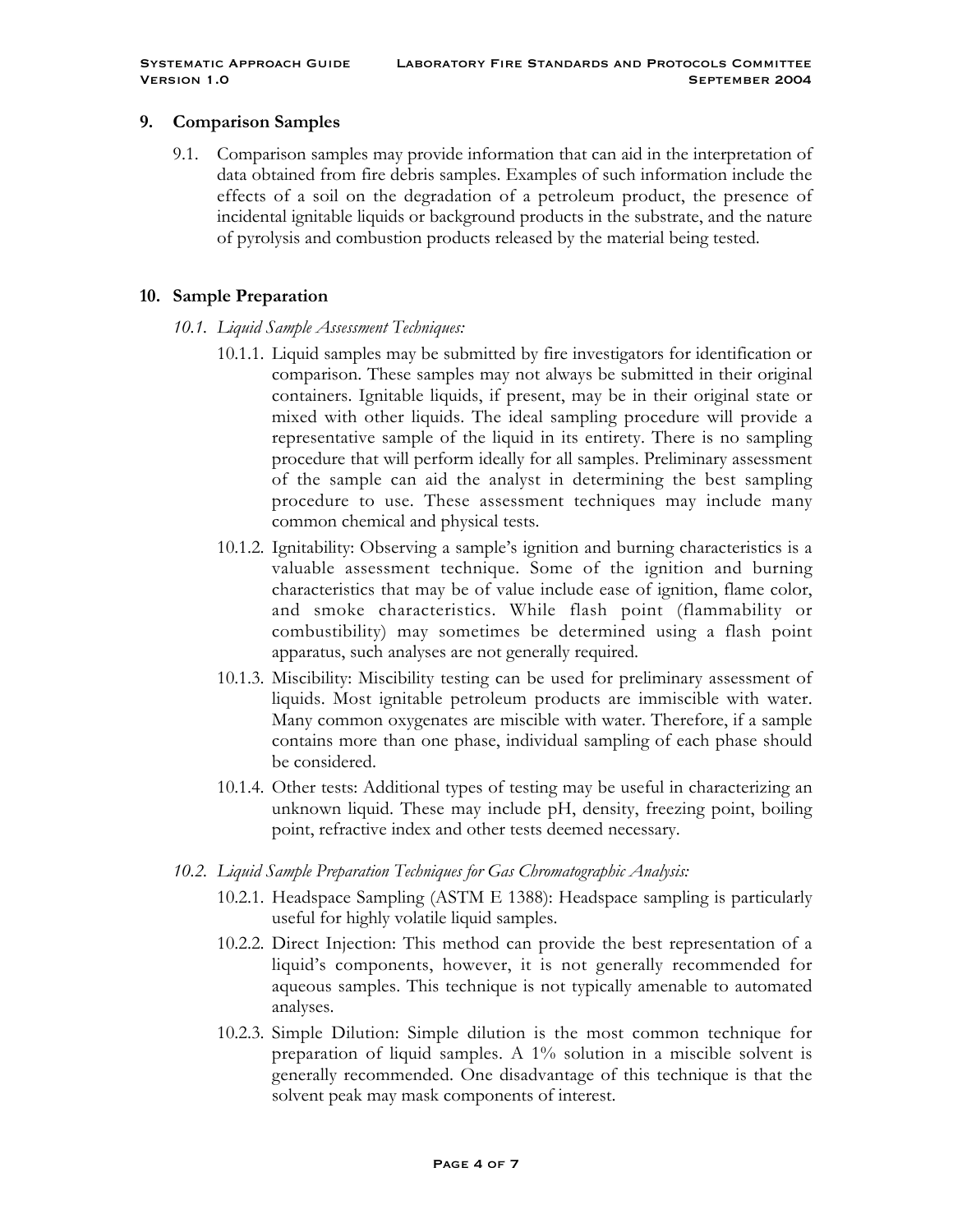## 9. Comparison Samples

9.1. Comparison samples may provide information that can aid in the interpretation of data obtained from fire debris samples. Examples of such information include the effects of a soil on the degradation of a petroleum product, the presence of incidental ignitable liquids or background products in the substrate, and the nature of pyrolysis and combustion products released by the material being tested.

## 10. Sample Preparation

*10.1. Liquid Sample Assessment Techniques:*

10.1.1. Liquid samples may be submitted by fire investigators for identification or comparison. These samples may not always be submitted in their original containers. Ignitable liquids, if present, may be in their original state or mixed with other liquids. The ideal sampling procedure will provide a representative sample of the liquid in its entirety. There is no sampling procedure that will perform ideally for all samples. Preliminary assessment of the sample can aid the analyst in determining the best sampling procedure to use. These assessment techniques may include many common chemical and physical tests.

10.1.2. Ignitability: Observing a sample's ignition and burning characteristics is a valuable assessment technique. Some of the ignition and burning characteristics that may be of value include ease of ignition, flame color, and smoke characteristics. While flash point (flammability or combustibility) may sometimes be determined using a flash point apparatus, such analyses are not generally required.

10.1.3. Miscibility: Miscibility testing can be used for preliminary assessment of liquids. Most ignitable petroleum products are immiscible with water. Many common oxygenates are miscible with water. Therefore, if a sample contains more than one phase, individual sampling of each phase should be considered.

10.1.4. Other tests: Additional types of testing may be useful in characterizing an unknown liquid. These may include pH, density, freezing point, boiling point, refractive index and other tests deemed necessary.

*10.2. Liquid Sample Preparation Techniques for Gas Chromatographic Analysis:*

10.2.1. Headspace Sampling (ASTM E 1388): Headspace sampling is particularly useful for highly volatile liquid samples.

10.2.2. Direct Injection: This method can provide the best representation of a liquid's components, however, it is not generally recommended for aqueous samples. This technique is not typically amenable to automated analyses.

10.2.3. Simple Dilution: Simple dilution is the most common technique for preparation of liquid samples. A 1% solution in a miscible solvent is generally recommended. One disadvantage of this technique is that the solvent peak may mask components of interest.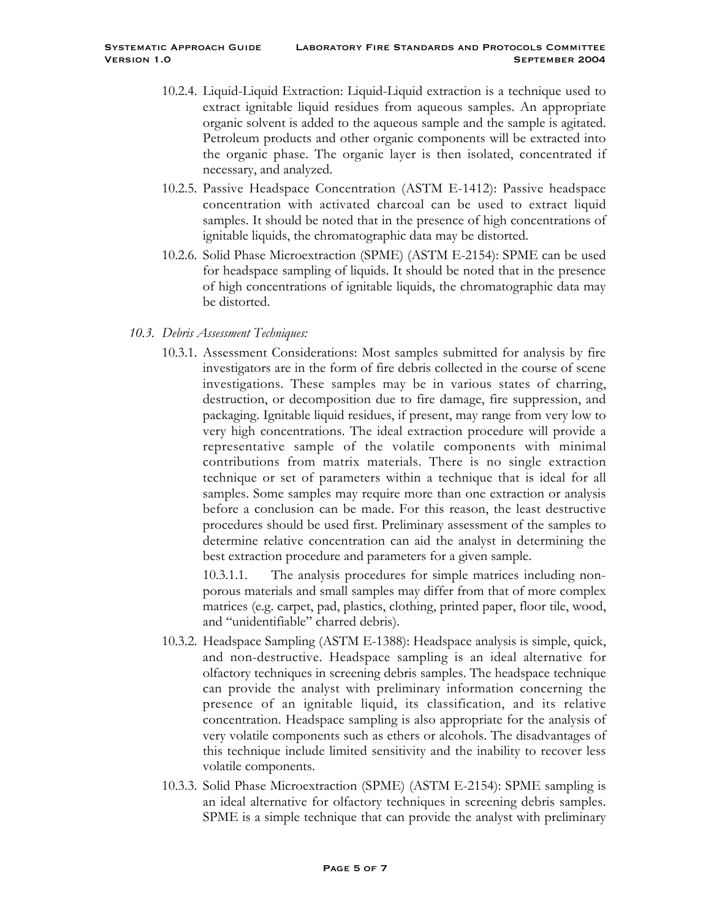10.2.4. Liquid-Liquid Extraction: Liquid-Liquid extraction is a technique used to extract ignitable liquid residues from aqueous samples. An appropriate organic solvent is added to the aqueous sample and the sample is agitated. Petroleum products and other organic components will be extracted into the organic phase. The organic layer is then isolated, concentrated if necessary, and analyzed.

10.2.5. Passive Headspace Concentration (ASTM E-1412): Passive headspace concentration with activated charcoal can be used to extract liquid samples. It should be noted that in the presence of high concentrations of ignitable liquids, the chromatographic data may be distorted.

10.2.6. Solid Phase Microextraction (SPME) (ASTM E-2154): SPME can be used for headspace sampling of liquids. It should be noted that in the presence of high concentrations of ignitable liquids, the chromatographic data may be distorted.

*10.3. Debris Assessment Techniques:*

10.3.1. Assessment Considerations: Most samples submitted for analysis by fire investigators are in the form of fire debris collected in the course of scene investigations. These samples may be in various states of charring, destruction, or decomposition due to fire damage, fire suppression, and packaging. Ignitable liquid residues, if present, may range from very low to very high concentrations. The ideal extraction procedure will provide a representative sample of the volatile components with minimal contributions from matrix materials. There is no single extraction technique or set of parameters within a technique that is ideal for all samples. Some samples may require more than one extraction or analysis before a conclusion can be made. For this reason, the least destructive procedures should be used first. Preliminary assessment of the samples to determine relative concentration can aid the analyst in determining the best extraction procedure and parameters for a given sample.

10.3.1.1. The analysis procedures for simple matrices including non-porous materials and small samples may differ from that of more complex matrices (e.g. carpet, pad, plastics, clothing, printed paper, floor tile, wood, and "unidentifiable" charred debris).

10.3.2. Headspace Sampling (ASTM E-1388): Headspace analysis is simple, quick, and non-destructive. Headspace sampling is an ideal alternative for olfactory techniques in screening debris samples. The headspace technique can provide the analyst with preliminary information concerning the presence of an ignitable liquid, its classification, and its relative concentration. Headspace sampling is also appropriate for the analysis of very volatile components such as ethers or alcohols. The disadvantages of this technique include limited sensitivity and the inability to recover less volatile components.

10.3.3. Solid Phase Microextraction (SPME) (ASTM E-2154): SPME sampling is an ideal alternative for olfactory techniques in screening debris samples. SPME is a simple technique that can provide the analyst with preliminary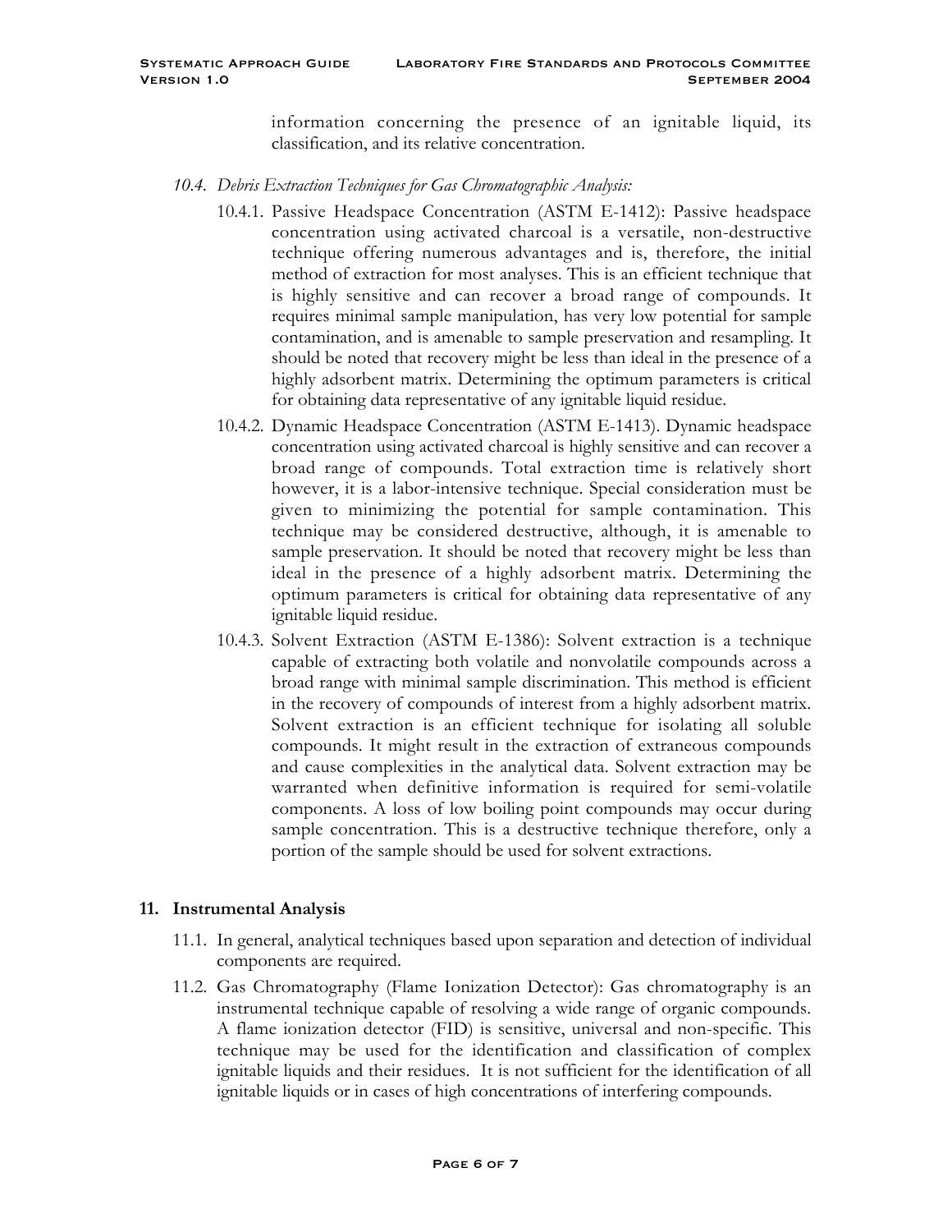information concerning the presence of an ignitable liquid, its classification, and its relative concentration.

*10.4. Debris Extraction Techniques for Gas Chromatographic Analysis:*

10.4.1. Passive Headspace Concentration (ASTM E-1412): Passive headspace concentration using activated charcoal is a versatile, non-destructive technique offering numerous advantages and is, therefore, the initial method of extraction for most analyses. This is an efficient technique that is highly sensitive and can recover a broad range of compounds. It requires minimal sample manipulation, has very low potential for sample contamination, and is amenable to sample preservation and resampling. It should be noted that recovery might be less than ideal in the presence of a highly adsorbent matrix. Determining the optimum parameters is critical for obtaining data representative of any ignitable liquid residue.

10.4.2. Dynamic Headspace Concentration (ASTM E-1413). Dynamic headspace concentration using activated charcoal is highly sensitive and can recover a broad range of compounds. Total extraction time is relatively short however, it is a labor-intensive technique. Special consideration must be given to minimizing the potential for sample contamination. This technique may be considered destructive, although, it is amenable to sample preservation. It should be noted that recovery might be less than ideal in the presence of a highly adsorbent matrix. Determining the optimum parameters is critical for obtaining data representative of any ignitable liquid residue.

10.4.3. Solvent Extraction (ASTM E-1386): Solvent extraction is a technique capable of extracting both volatile and nonvolatile compounds across a broad range with minimal sample discrimination. This method is efficient in the recovery of compounds of interest from a highly adsorbent matrix. Solvent extraction is an efficient technique for isolating all soluble compounds. It might result in the extraction of extraneous compounds and cause complexities in the analytical data. Solvent extraction may be warranted when definitive information is required for semi-volatile components. A loss of low boiling point compounds may occur during sample concentration. This is a destructive technique therefore, only a portion of the sample should be used for solvent extractions.

## 11. Instrumental Analysis

11.1. In general, analytical techniques based upon separation and detection of individual components are required.

11.2. Gas Chromatography (Flame Ionization Detector): Gas chromatography is an instrumental technique capable of resolving a wide range of organic compounds. A flame ionization detector (FID) is sensitive, universal and non-specific. This technique may be used for the identification and classification of complex ignitable liquids and their residues. It is not sufficient for the identification of all ignitable liquids or in cases of high concentrations of interfering compounds.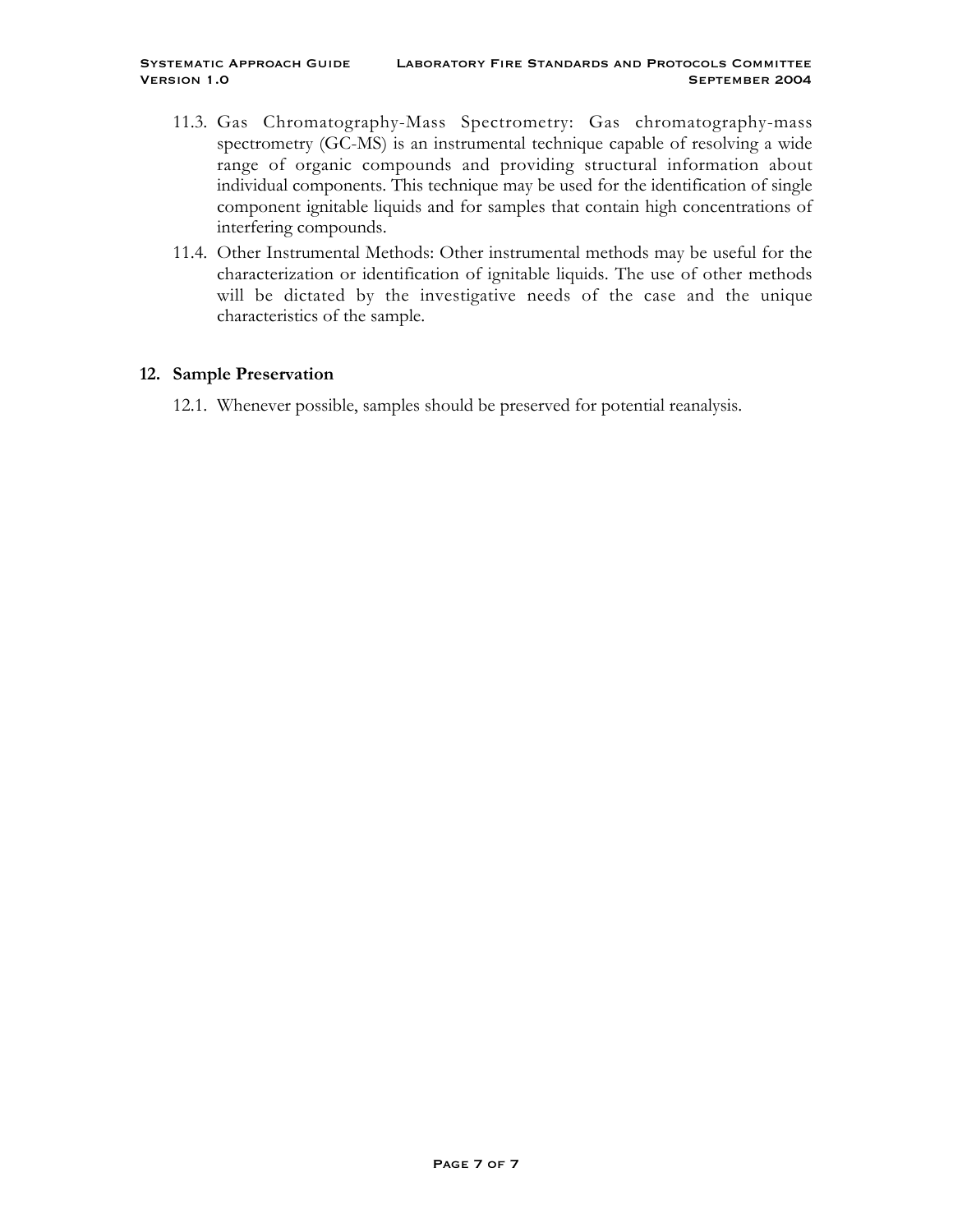11.3. Gas Chromatography-Mass Spectrometry: Gas chromatography-mass spectrometry (GC-MS) is an instrumental technique capable of resolving a wide range of organic compounds and providing structural information about individual components. This technique may be used for the identification of single component ignitable liquids and for samples that contain high concentrations of interfering compounds.

11.4. Other Instrumental Methods: Other instrumental methods may be useful for the characterization or identification of ignitable liquids. The use of other methods will be dictated by the investigative needs of the case and the unique characteristics of the sample.

## 12. Sample Preservation

12.1. Whenever possible, samples should be preserved for potential reanalysis.